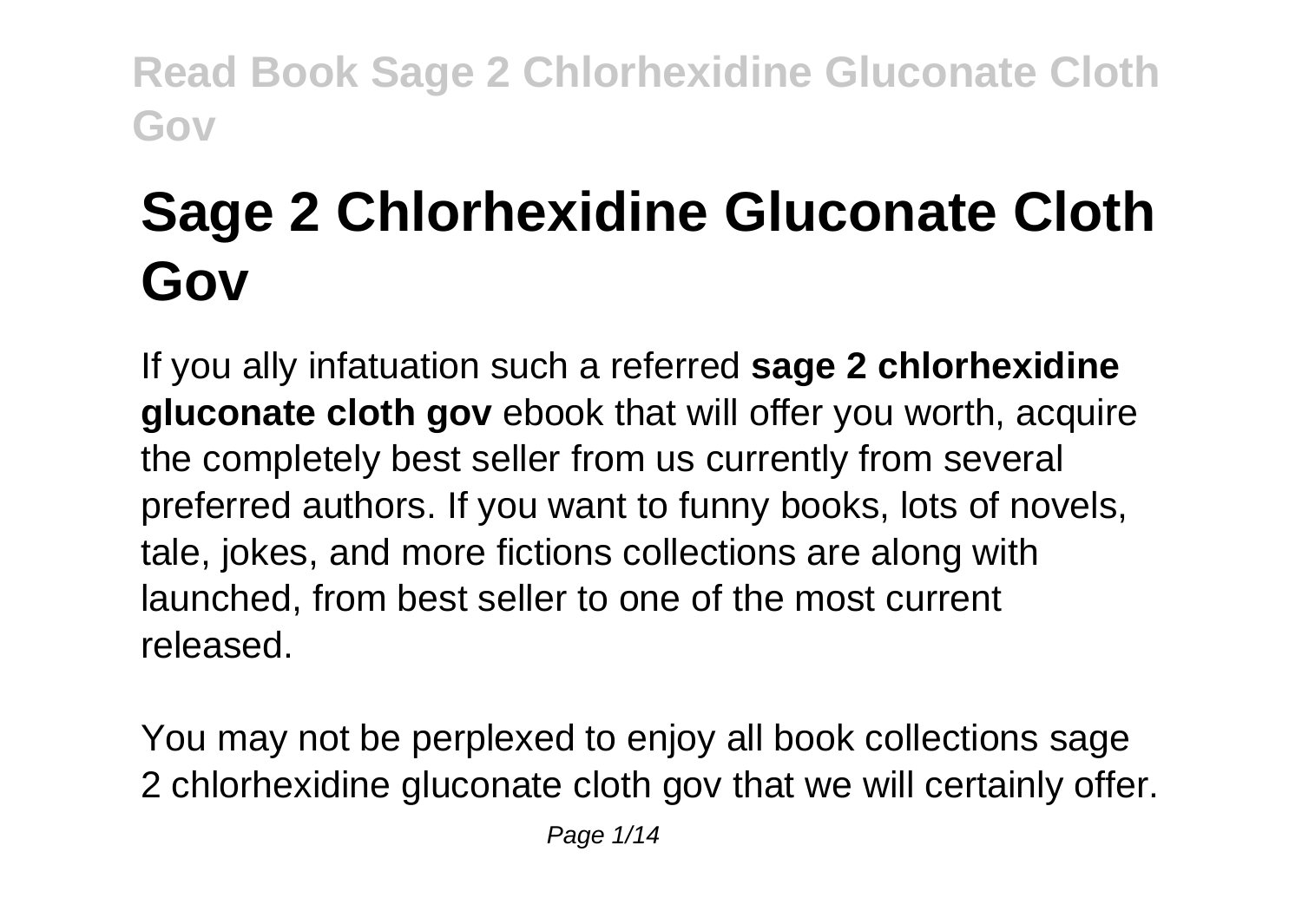# Sage 2 Chlorhexidine Gluconate Cloth Gov

If you ally infatuation such a referred **sage 2 chlorhexidine gluconate cloth gov** ebook that will offer you worth, acquire the completely best seller from us currently from several preferred authors. If you want to funny books, lots of novels, tale, jokes, and more fictions collections are along with launched, from best seller to one of the most current released.

You may not be perplexed to enjoy all book collections sage 2 chlorhexidine gluconate cloth gov that we will certainly offer.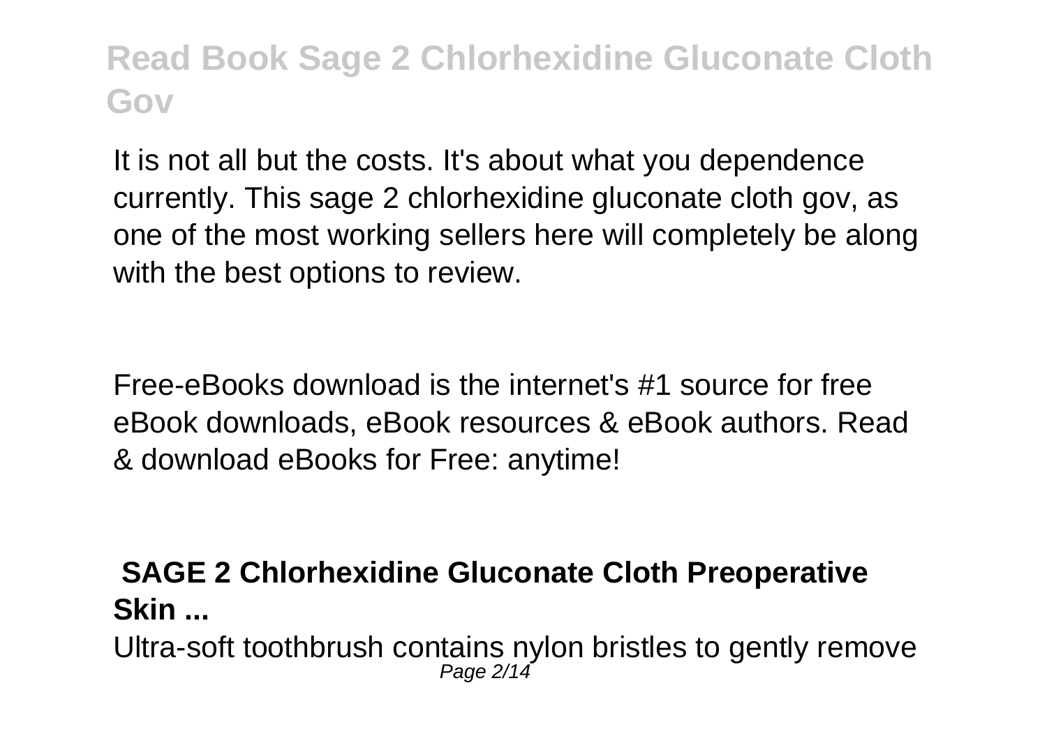It is not all but the costs. It's about what you dependence currently. This sage 2 chlorhexidine gluconate cloth gov, as one of the most working sellers here will completely be along with the best options to review.

Free-eBooks download is the internet's #1 source for free eBook downloads, eBook resources & eBook authors. Read & download eBooks for Free: anytime!

## SAGE 2 Chlorhexidine Gluconate Cloth Preoperative Skin ...

Ultra-soft toothbrush contains nylon bristles to gently remove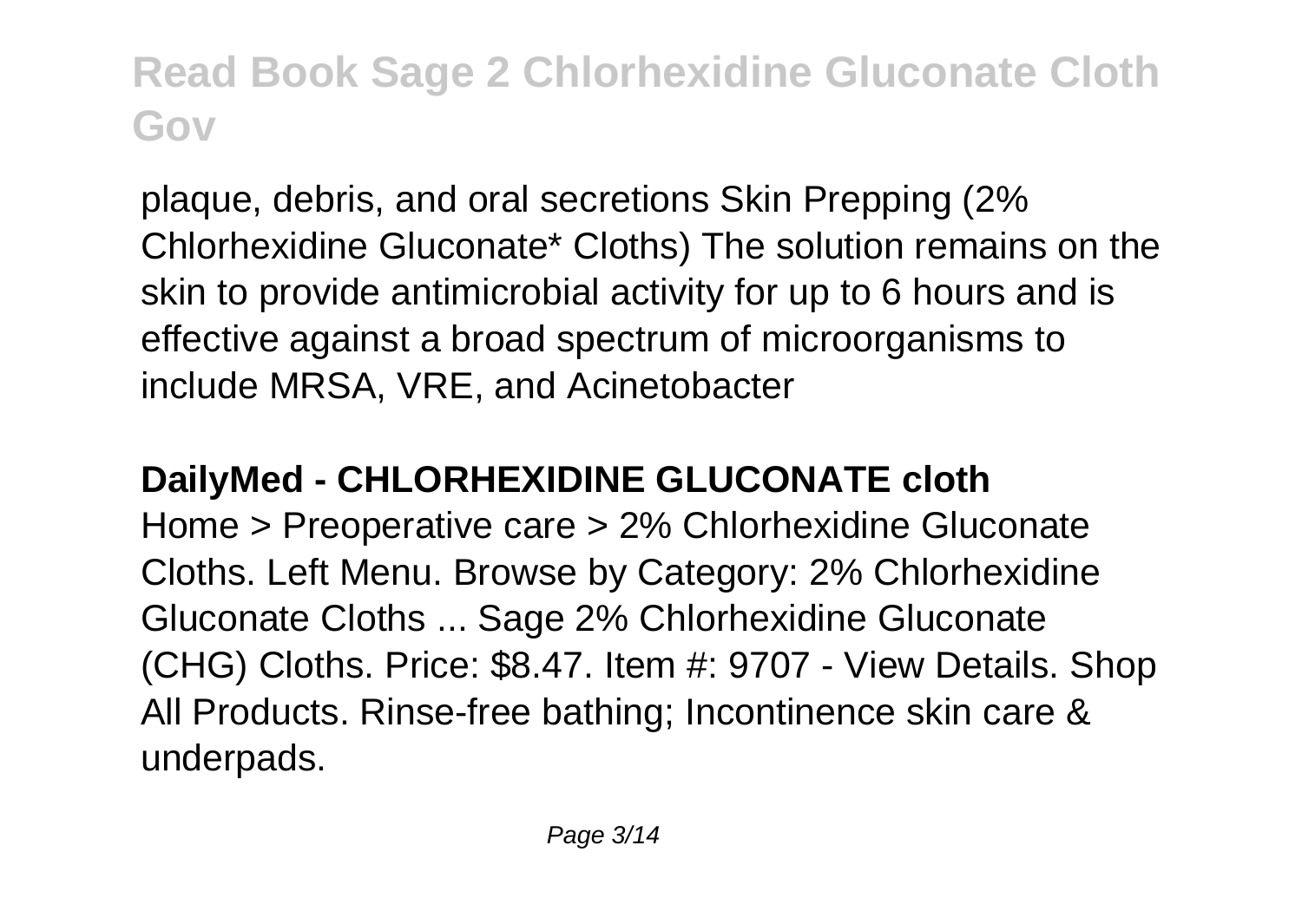plaque, debris, and oral secretions Skin Prepping (2% Chlorhexidine Gluconate* Cloths) The solution remains on the skin to provide antimicrobial activity for up to 6 hours and is effective against a broad spectrum of microorganisms to include MRSA, VRE, and Acinetobacter

**DailyMed - CHLORHEXIDINE GLUCONATE cloth**

Home > Preoperative care > 2% Chlorhexidine Gluconate Cloths. Left Menu. Browse by Category: 2% Chlorhexidine Gluconate Cloths ... Sage 2% Chlorhexidine Gluconate (CHG) Cloths. Price: $8.47. Item #: 9707 - View Details. Shop All Products. Rinse-free bathing; Incontinence skin care & underpads.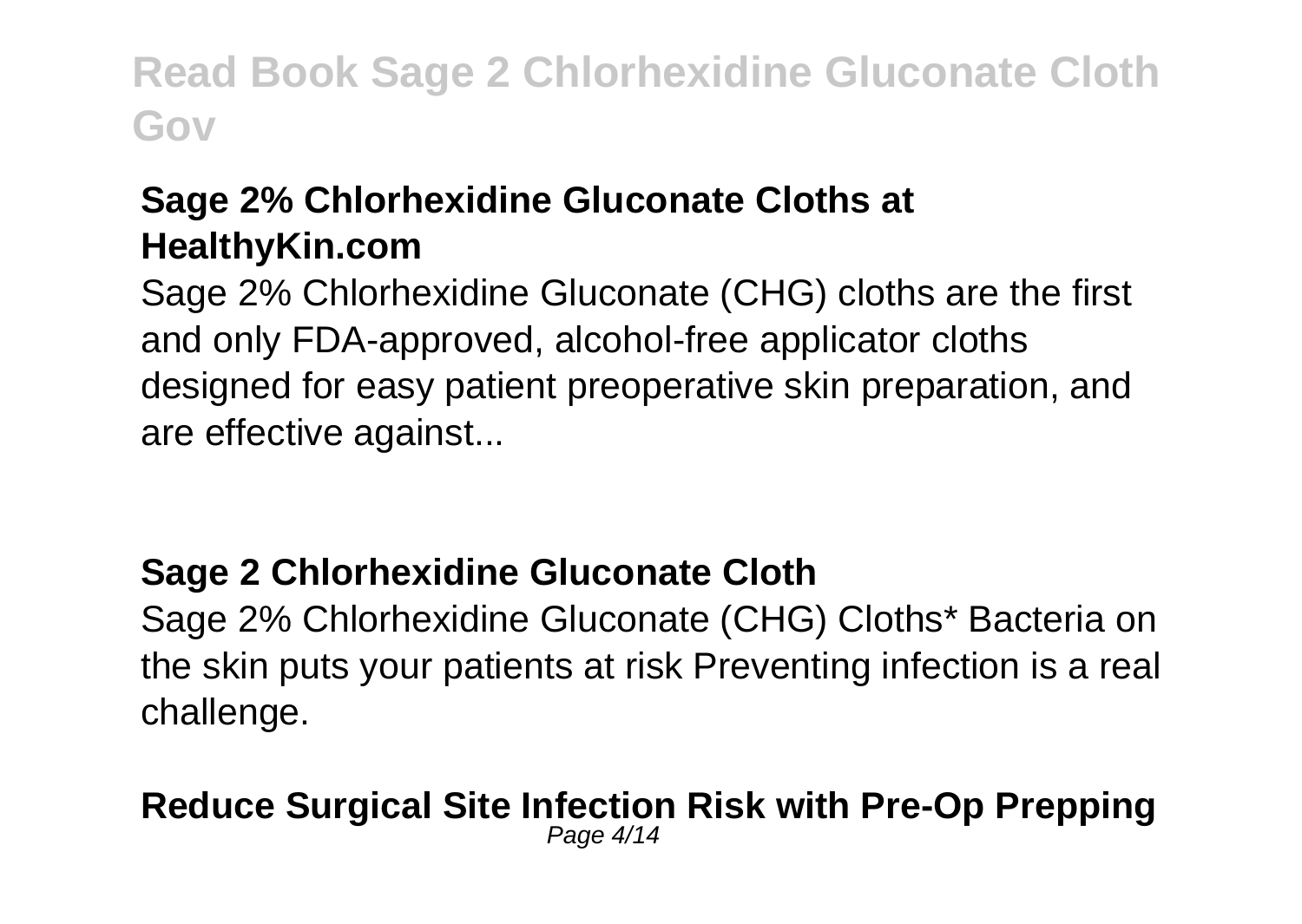## Sage 2% Chlorhexidine Gluconate Cloths at HealthyKin.com

Sage 2% Chlorhexidine Gluconate (CHG) cloths are the first and only FDA-approved, alcohol-free applicator cloths designed for easy patient preoperative skin preparation, and are effective against...

## Sage 2 Chlorhexidine Gluconate Cloth

Sage 2% Chlorhexidine Gluconate (CHG) Cloths* Bacteria on the skin puts your patients at risk Preventing infection is a real challenge.

## Reduce Surgical Site Infection Risk with Pre-Op Prepping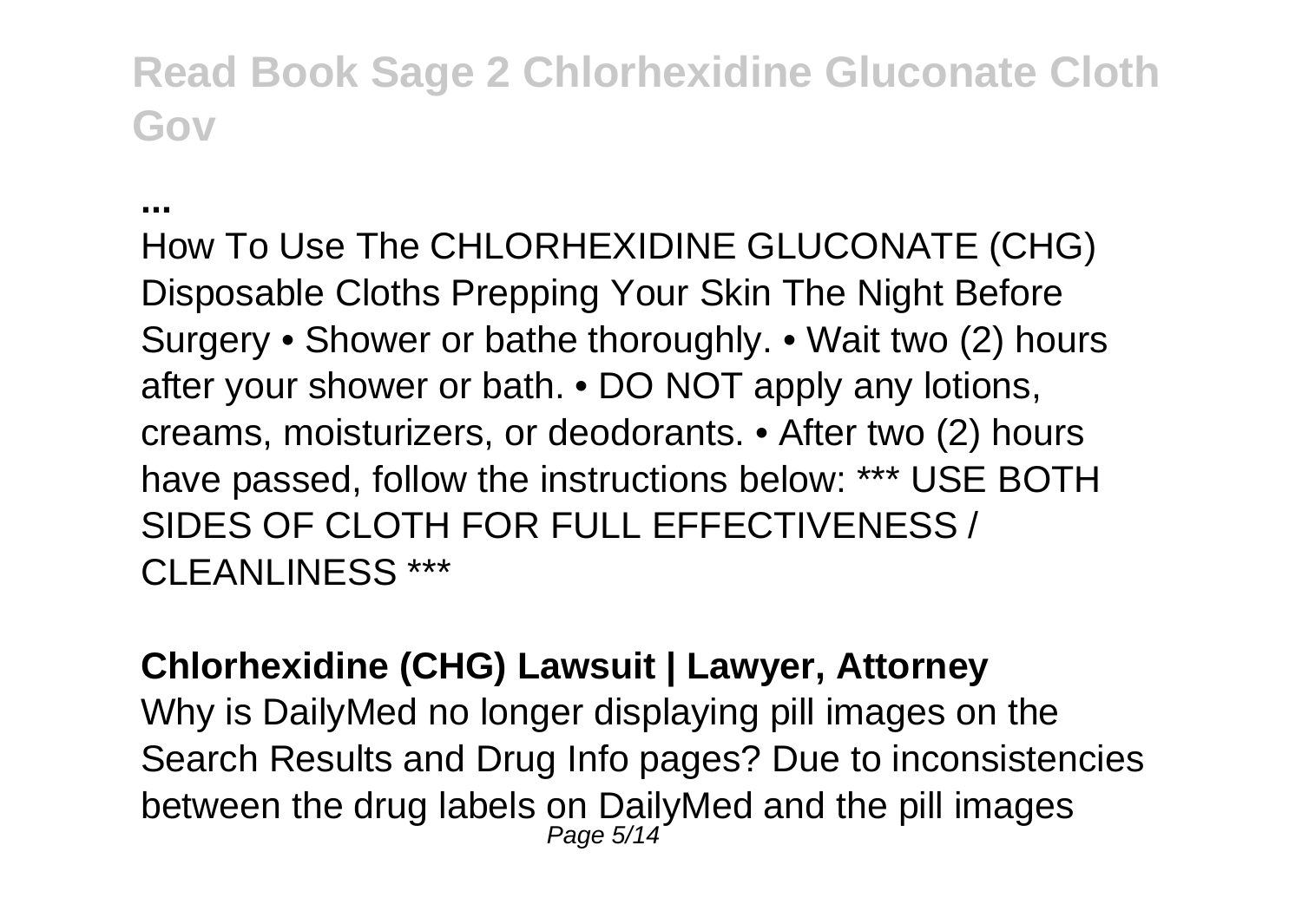**...**

How To Use The CHLORHEXIDINE GLUCONATE (CHG) Disposable Cloths Prepping Your Skin The Night Before Surgery • Shower or bathe thoroughly. • Wait two (2) hours after your shower or bath. • DO NOT apply any lotions, creams, moisturizers, or deodorants. • After two (2) hours have passed, follow the instructions below: *** USE BOTH SIDES OF CLOTH FOR FULL EFFECTIVENESS / CLEANLINESS ***

**Chlorhexidine (CHG) Lawsuit | Lawyer, Attorney**

Why is DailyMed no longer displaying pill images on the Search Results and Drug Info pages? Due to inconsistencies between the drug labels on DailyMed and the pill images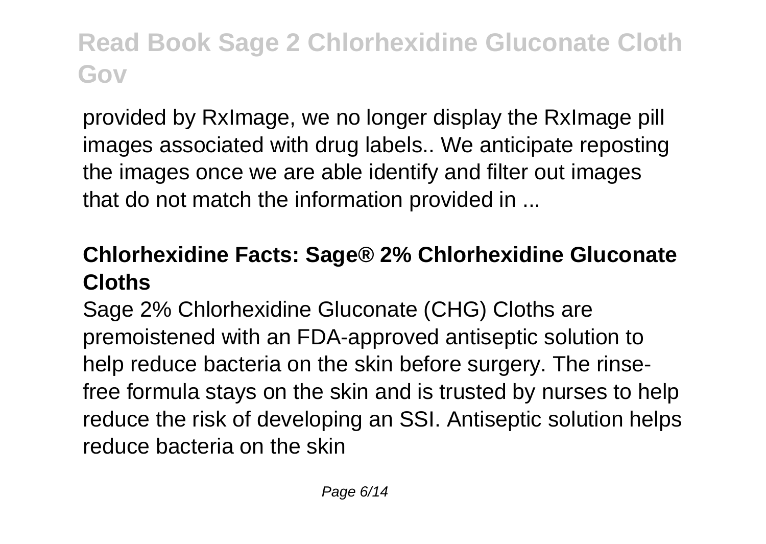provided by RxImage, we no longer display the RxImage pill images associated with drug labels.. We anticipate reposting the images once we are able identify and filter out images that do not match the information provided in ...

## Chlorhexidine Facts: Sage® 2% Chlorhexidine Gluconate Cloths

Sage 2% Chlorhexidine Gluconate (CHG) Cloths are premoistened with an FDA-approved antiseptic solution to help reduce bacteria on the skin before surgery. The rinse-free formula stays on the skin and is trusted by nurses to help reduce the risk of developing an SSI. Antiseptic solution helps reduce bacteria on the skin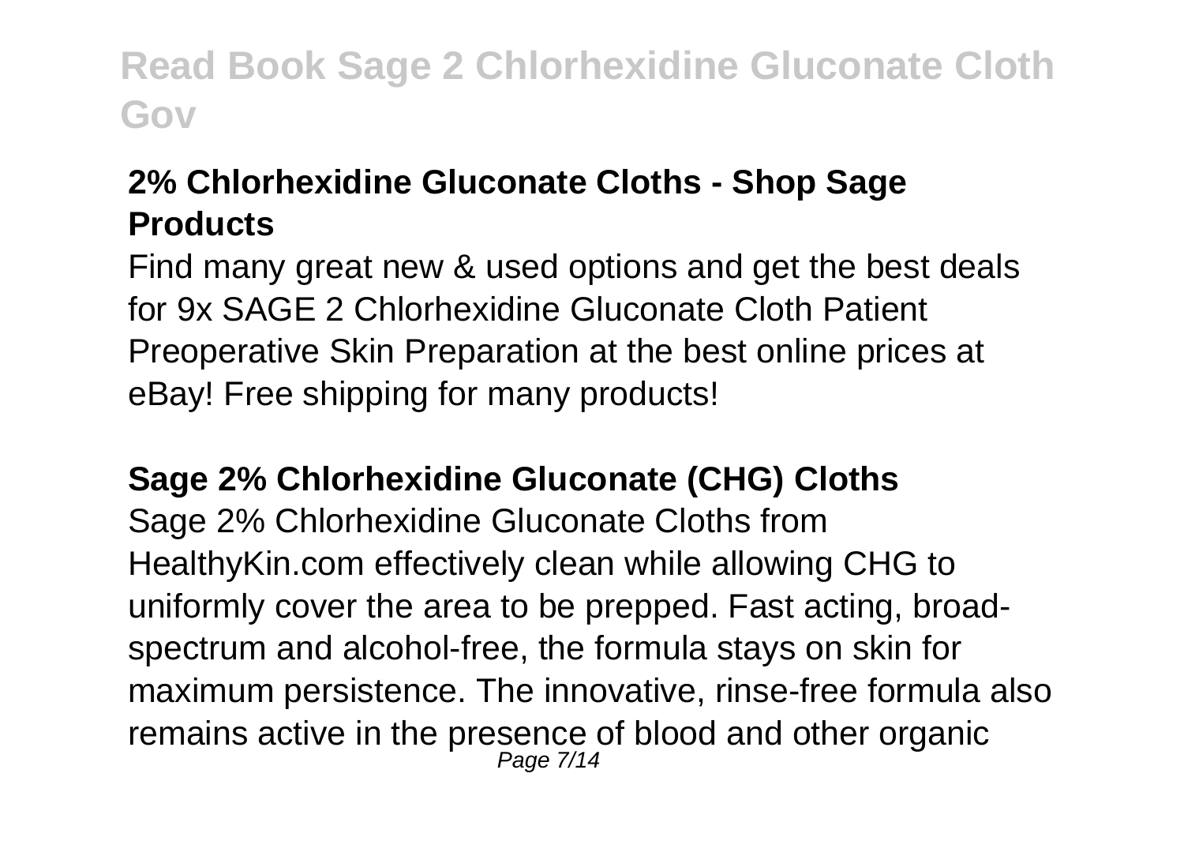## 2% Chlorhexidine Gluconate Cloths - Shop Sage Products

Find many great new & used options and get the best deals for 9x SAGE 2 Chlorhexidine Gluconate Cloth Patient Preoperative Skin Preparation at the best online prices at eBay! Free shipping for many products!

## Sage 2% Chlorhexidine Gluconate (CHG) Cloths

Sage 2% Chlorhexidine Gluconate Cloths from HealthyKin.com effectively clean while allowing CHG to uniformly cover the area to be prepped. Fast acting, broad-spectrum and alcohol-free, the formula stays on skin for maximum persistence. The innovative, rinse-free formula also remains active in the presence of blood and other organic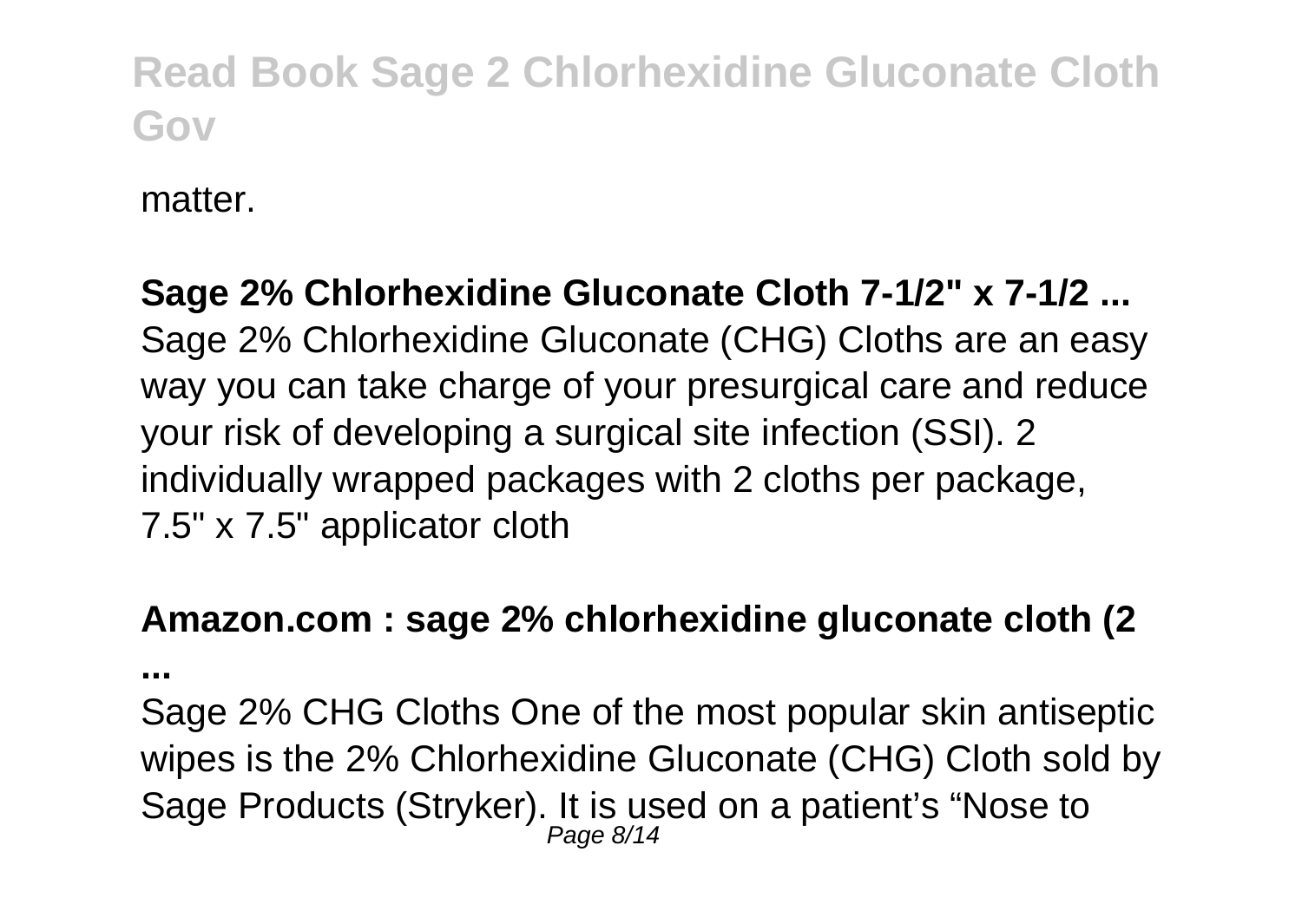matter.

**Sage 2% Chlorhexidine Gluconate Cloth 7-1/2" x 7-1/2 ...**
Sage 2% Chlorhexidine Gluconate (CHG) Cloths are an easy way you can take charge of your presurgical care and reduce your risk of developing a surgical site infection (SSI). 2 individually wrapped packages with 2 cloths per package, 7.5" x 7.5" applicator cloth

**Amazon.com : sage 2% chlorhexidine gluconate cloth (2 ...**
Sage 2% CHG Cloths One of the most popular skin antiseptic wipes is the 2% Chlorhexidine Gluconate (CHG) Cloth sold by Sage Products (Stryker). It is used on a patient's "Nose to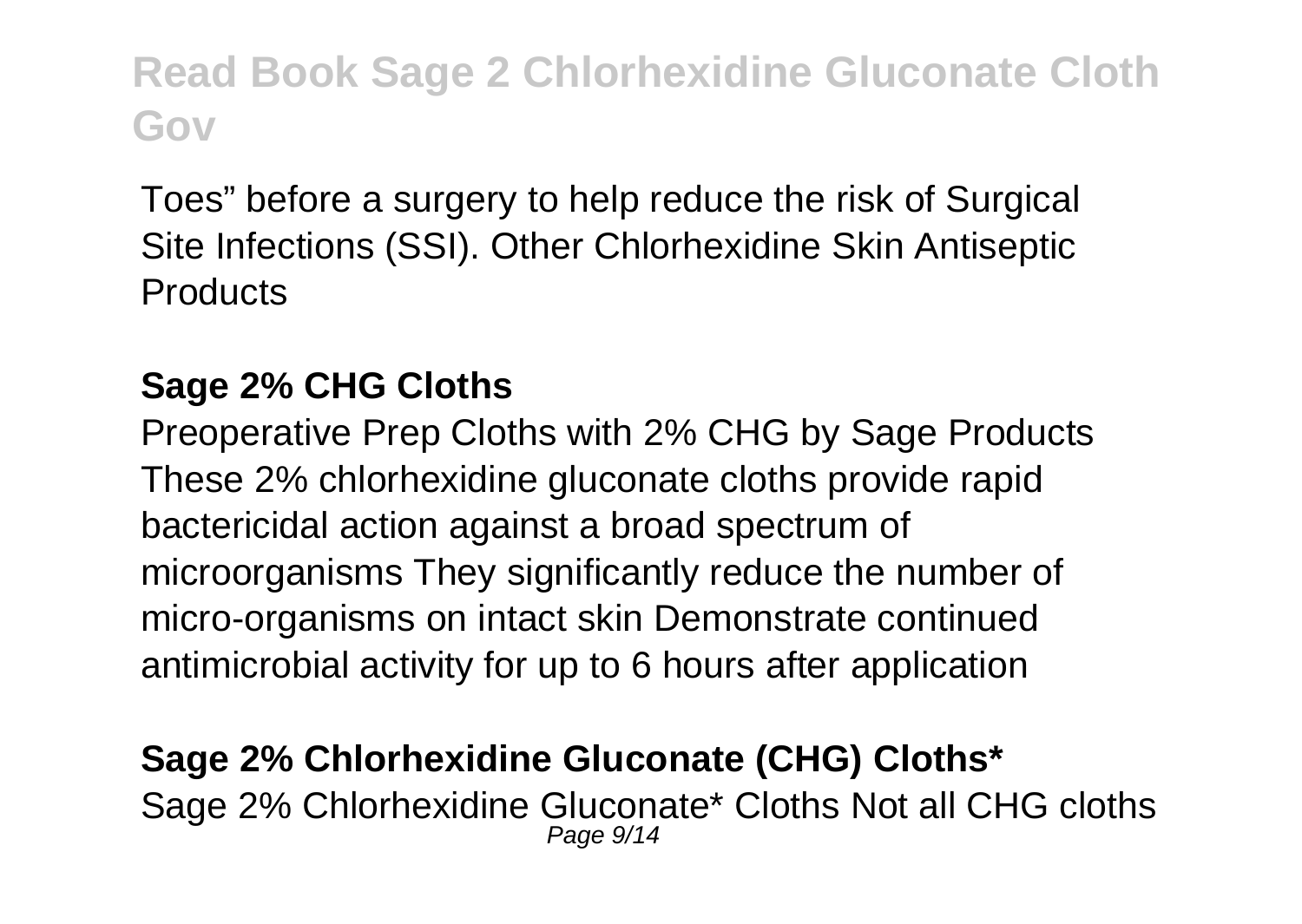Toes" before a surgery to help reduce the risk of Surgical Site Infections (SSI). Other Chlorhexidine Skin Antiseptic Products

**Sage 2% CHG Cloths**

Preoperative Prep Cloths with 2% CHG by Sage Products These 2% chlorhexidine gluconate cloths provide rapid bactericidal action against a broad spectrum of microorganisms They significantly reduce the number of micro-organisms on intact skin Demonstrate continued antimicrobial activity for up to 6 hours after application

**Sage 2% Chlorhexidine Gluconate (CHG) Cloths***

Sage 2% Chlorhexidine Gluconate* Cloths Not all CHG cloths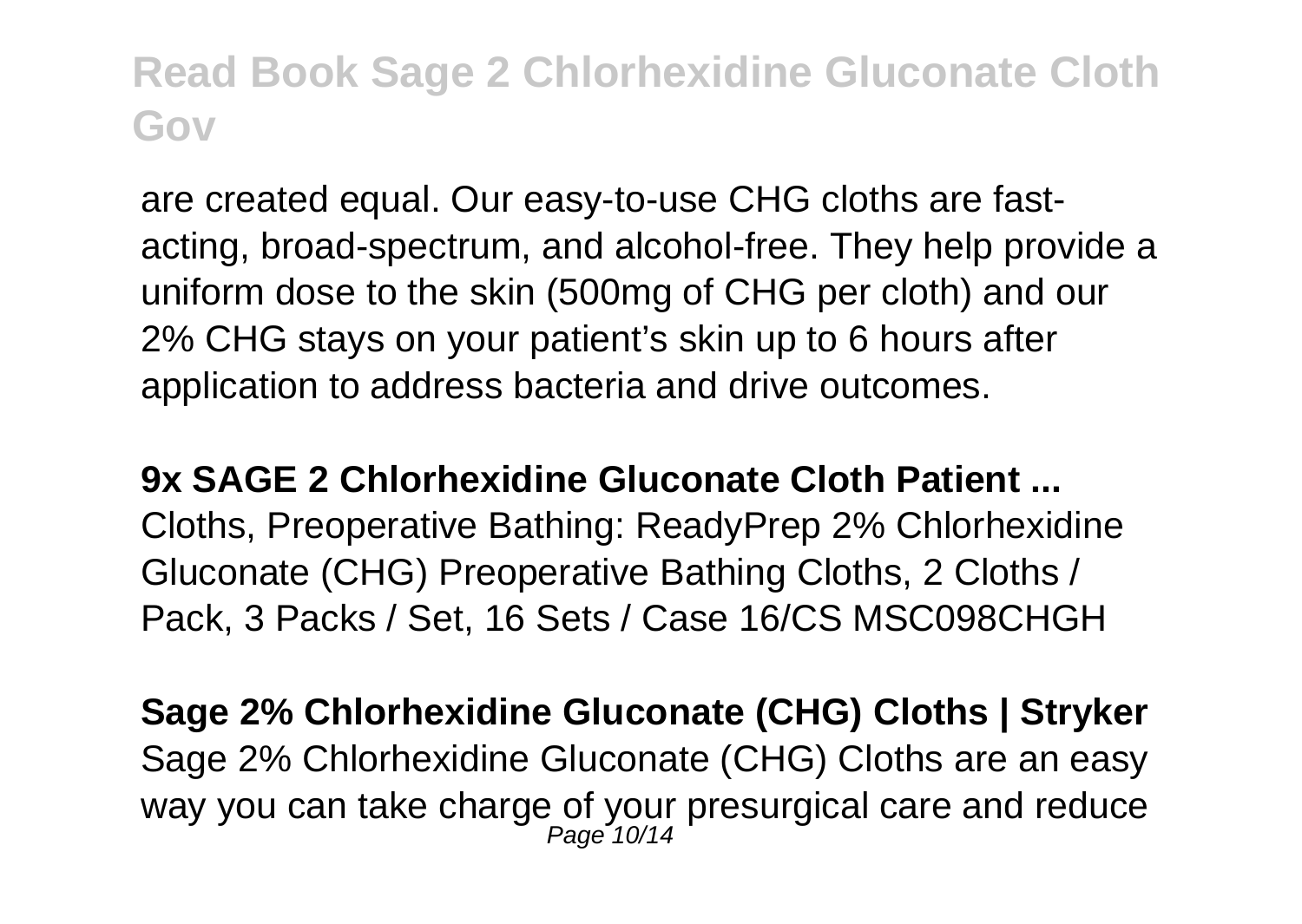are created equal. Our easy-to-use CHG cloths are fast-acting, broad-spectrum, and alcohol-free. They help provide a uniform dose to the skin (500mg of CHG per cloth) and our 2% CHG stays on your patient's skin up to 6 hours after application to address bacteria and drive outcomes.

**9x SAGE 2 Chlorhexidine Gluconate Cloth Patient ...**
Cloths, Preoperative Bathing: ReadyPrep 2% Chlorhexidine Gluconate (CHG) Preoperative Bathing Cloths, 2 Cloths / Pack, 3 Packs / Set, 16 Sets / Case 16/CS MSC098CHGH

**Sage 2% Chlorhexidine Gluconate (CHG) Cloths | Stryker**
Sage 2% Chlorhexidine Gluconate (CHG) Cloths are an easy way you can take charge of your presurgical care and reduce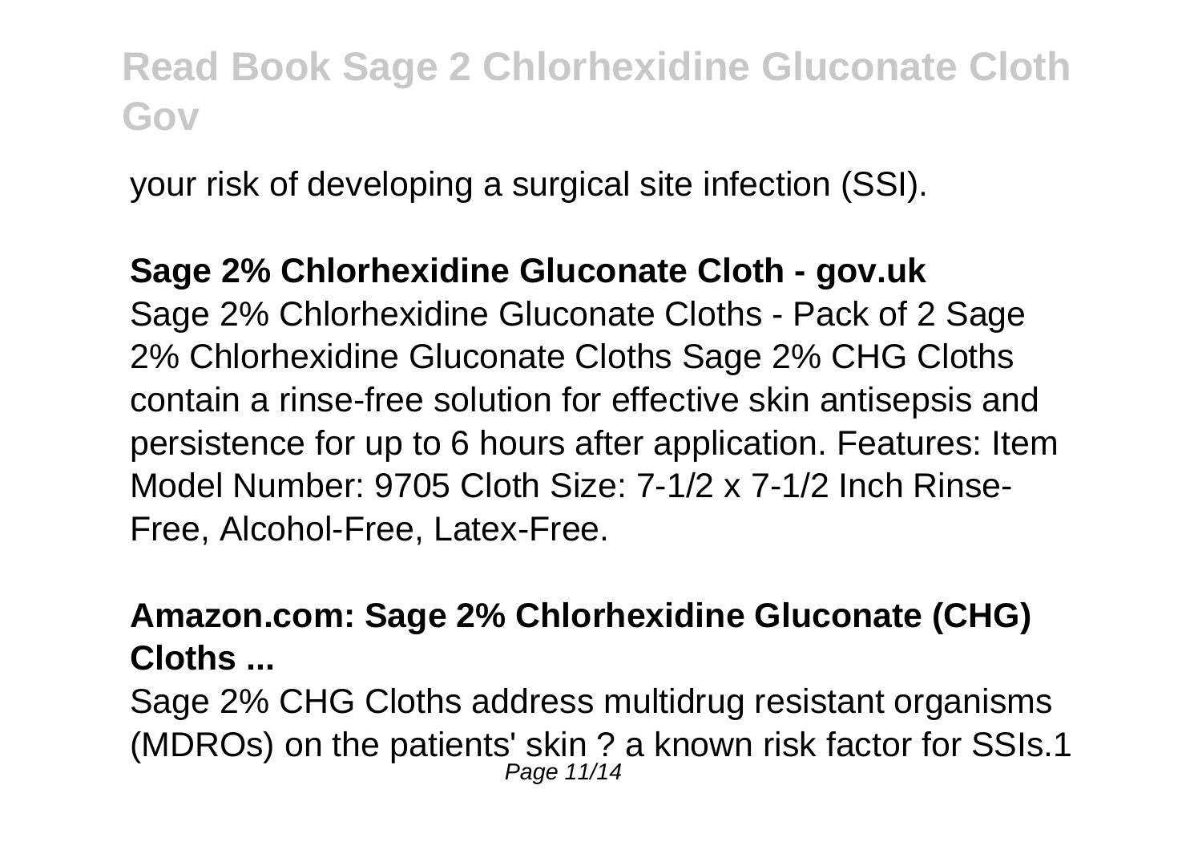your risk of developing a surgical site infection (SSI).

**Sage 2% Chlorhexidine Gluconate Cloth - gov.uk**

Sage 2% Chlorhexidine Gluconate Cloths - Pack of 2 Sage 2% Chlorhexidine Gluconate Cloths Sage 2% CHG Cloths contain a rinse-free solution for effective skin antisepsis and persistence for up to 6 hours after application. Features: Item Model Number: 9705 Cloth Size: 7-1/2 x 7-1/2 Inch Rinse-Free, Alcohol-Free, Latex-Free.

**Amazon.com: Sage 2% Chlorhexidine Gluconate (CHG) Cloths ...**

Sage 2% CHG Cloths address multidrug resistant organisms (MDROs) on the patients' skin ? a known risk factor for SSIs.1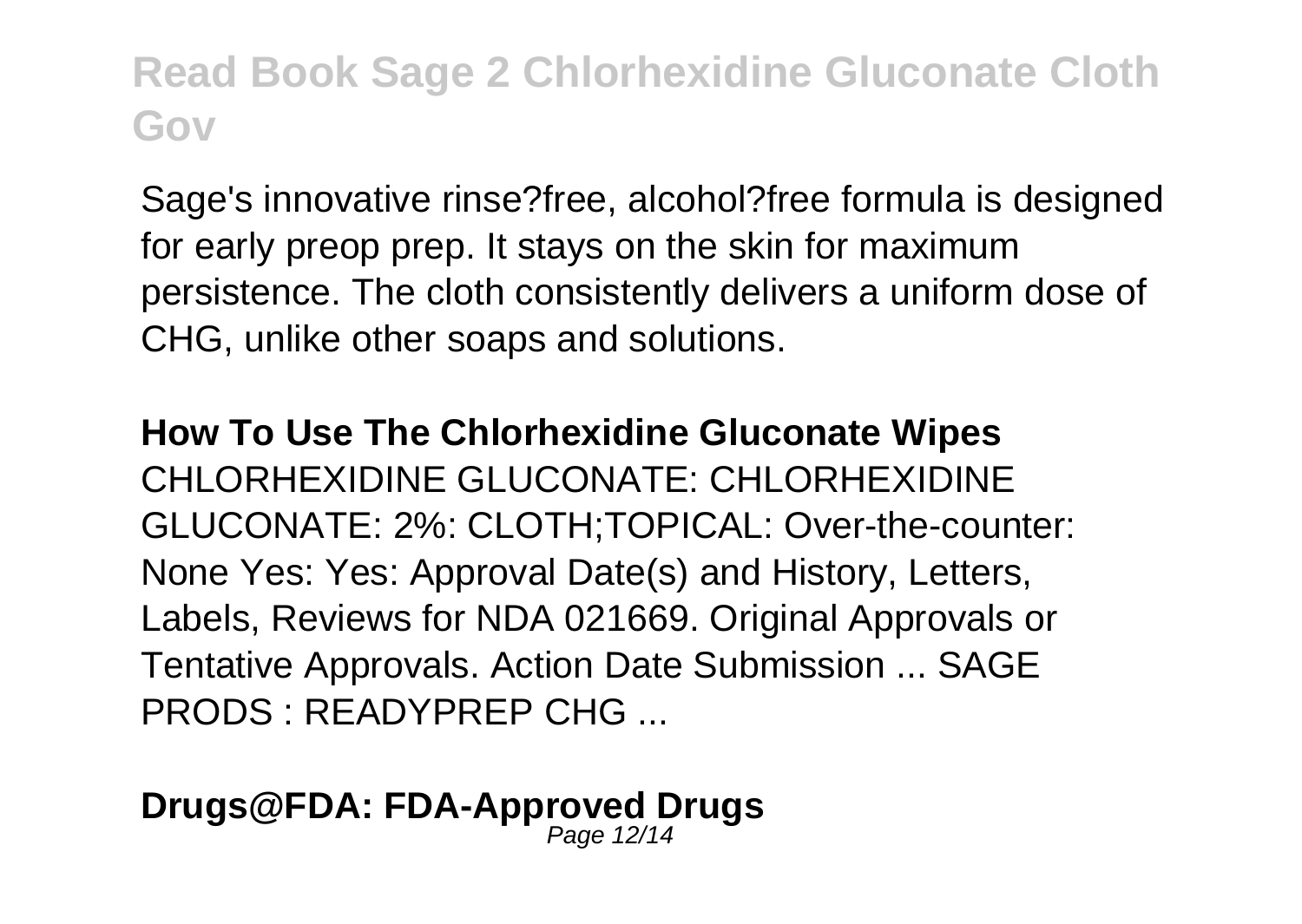## Read Book Sage 2 Chlorhexidine Gluconate Cloth Gov

Sage's innovative rinse?free, alcohol?free formula is designed for early preop prep. It stays on the skin for maximum persistence. The cloth consistently delivers a uniform dose of CHG, unlike other soaps and solutions.

**How To Use The Chlorhexidine Gluconate Wipes**

CHLORHEXIDINE GLUCONATE: CHLORHEXIDINE GLUCONATE: 2%: CLOTH;TOPICAL: Over-the-counter: None Yes: Yes: Approval Date(s) and History, Letters, Labels, Reviews for NDA 021669. Original Approvals or Tentative Approvals. Action Date Submission ... SAGE PRODS : READYPREP CHG ...

**Drugs@FDA: FDA-Approved Drugs**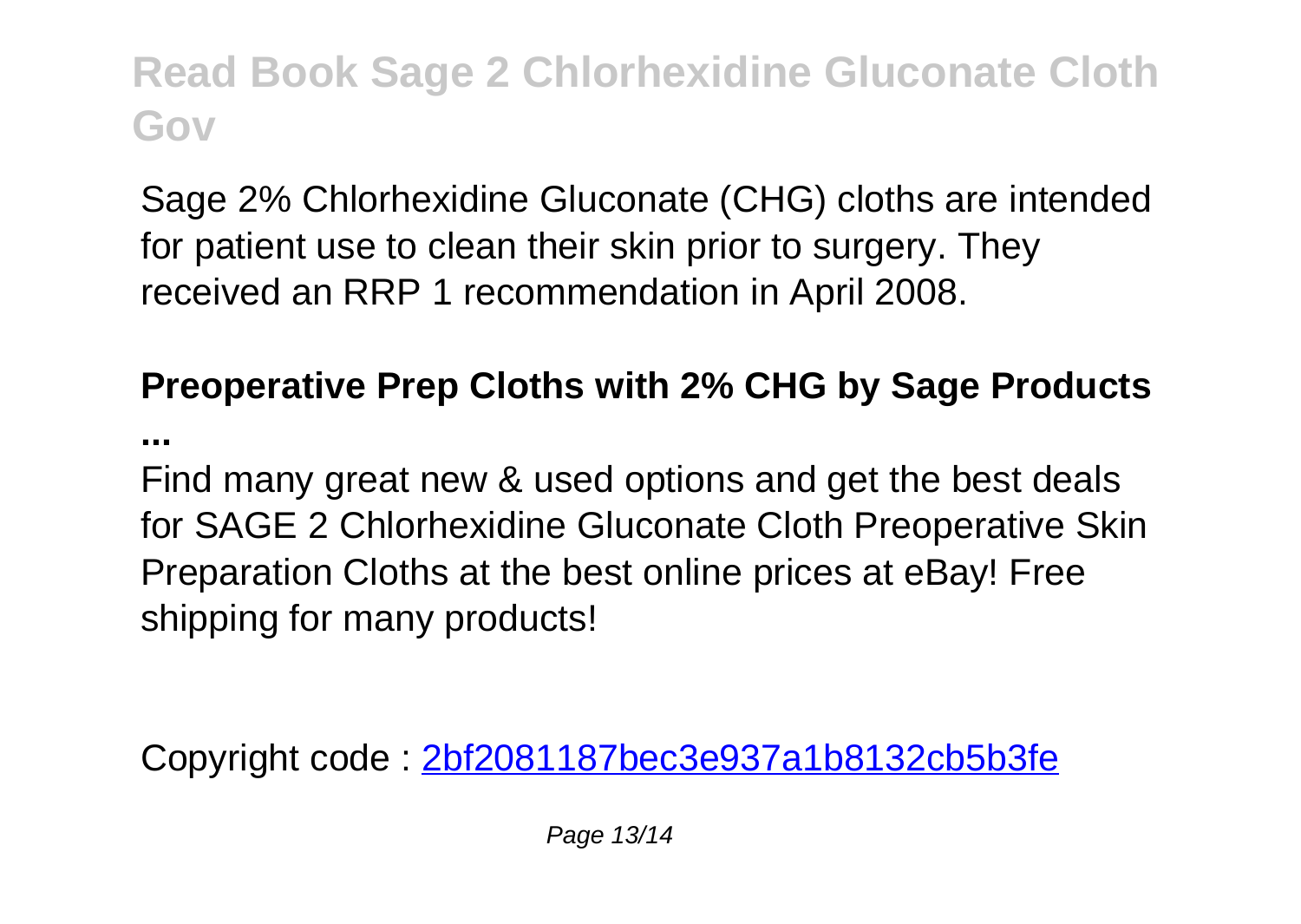Sage 2% Chlorhexidine Gluconate (CHG) cloths are intended for patient use to clean their skin prior to surgery. They received an RRP 1 recommendation in April 2008.

**Preoperative Prep Cloths with 2% CHG by Sage Products ...**

Find many great new & used options and get the best deals for SAGE 2 Chlorhexidine Gluconate Cloth Preoperative Skin Preparation Cloths at the best online prices at eBay! Free shipping for many products!

Copyright code : 2bf2081187bec3e937a1b8132cb5b3fe